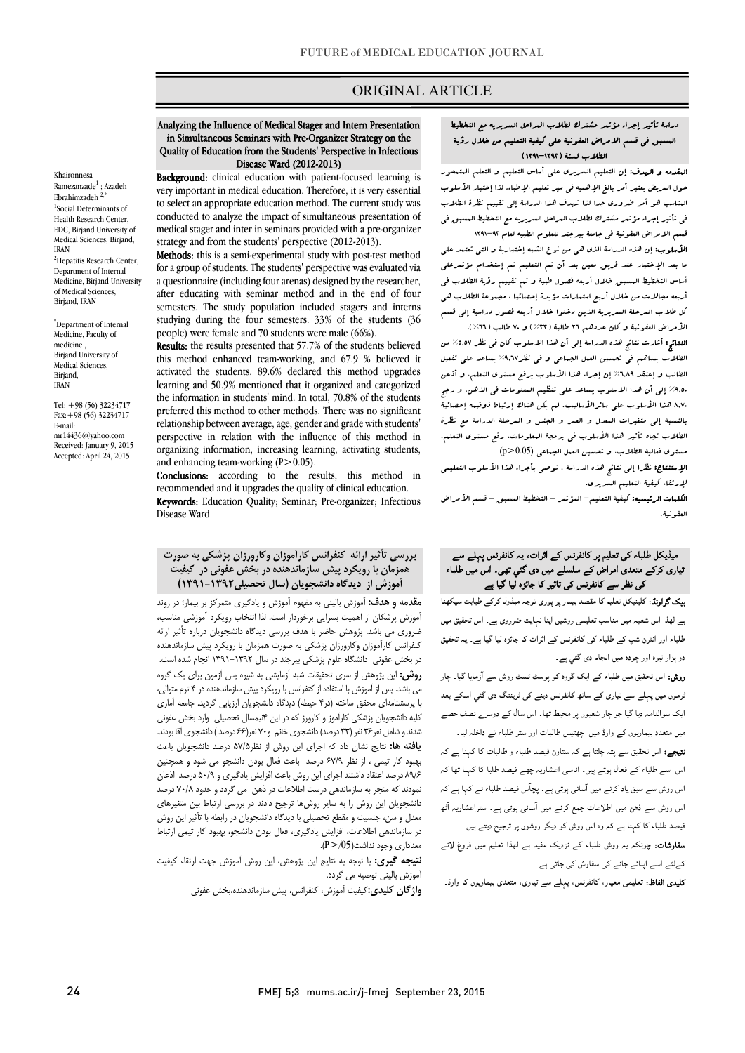# ORIGINAL ARTICLE

## Analyzing the Influence of Medical Stager and Intern Presentation in Simultaneous Seminars with Pre-Organizer Strategy on the Quality of Education from the Students' Perspective in Infectious Disease Ward (2012-2013)

Khaironnesa Ramezanzade[1]; Azadeh Ebrahimzadeh[2,*]

[1]Social Determinants of Health Research Center, EDC, Birjand University of Medical Sciences, Birjand, IRAN

[2]Hepatitis Research Center, Department of Internal Medicine, Birjand University of Medical Sciences, Birjand, IRAN

*Department of Internal Medicine, Faculty of medicine , Birjand University of Medical Sciences, Birjand, IRAN

Tel: +98 (56) 32234717
Fax:+98 (56) 32234717
E-mail: mr14436@yahoo.com
Received: January 9, 2015
Accepted: April 24, 2015

**Background:** clinical education with patient-focused learning is very important in medical education. Therefore, it is very essential to select an appropriate education method. The current study was conducted to analyze the impact of simultaneous presentation of medical stager and inter in seminars provided with a pre-organizer strategy and from the students' perspective (2012-2013).

**Methods:** this is a semi-experimental study with post-test method for a group of students. The students' perspective was evaluated via a questionnaire (including four arenas) designed by the researcher, after educating with seminar method and in the end of four semesters. The study population included stagers and interns studying during the four semesters. 33% of the students (36 people) were female and 70 students were male (66%).

**Results:** the results presented that 57.7% of the students believed this method enhanced team-working, and 67.9 % believed it activated the students. 89.6% declared this method upgrades learning and 50.9% mentioned that it organized and categorized the information in students' mind. In total, 70.8% of the students preferred this method to other methods. There was no significant relationship between average, age, gender and grade with students' perspective in relation with the influence of this method in organizing information, increasing learning, activating students, and enhancing team-working ($P>0.05$).

**Conclusions:** according to the results, this method in recommended and it upgrades the quality of clinical education.

**Keywords:** Education Quality; Seminar; Pre-organizer; Infectious Disease Ward

## دراسة تأثير إجراء مؤتمر مشترك لطلاب المراحل السريرية مع التخطيط المسبق في قسم الامراض العفونية على كيفية التعليم من خلال رؤية الطلاب لسنة (١٣٩٢-١٣٩١)

**المقدمه و الهدف:** إن التعليم السريري على أساس التعليم و التعلم المتمحور حول المريض يعتبر أمر بالغ الإهميه في سير تعليم الأطباء. لذا إختيار الأسلوب المناسب هو أمر ضروري جدا لذا تهدف هذا الدراسة إلى تقييم نظرة الطلاب في تأثير إجراء مؤتمر مشترك لطلاب المراحل السريريه مع التخطيط المسبق في قسم الامراض العفونية في جامعة بيرجند للعلوم الطبيه لعام ٩٢-١٣٩١

**الأسلوب:** إن هذه الدراسة الذي هي من نوع الشبه إختبارية و التي تعتمد على ما بعد الإختبار عند فريق معين بعد أن تم التعليم تم إستخدام مؤتمرعلى أساس التخطيط المسبق خلال أربعه فصول طبية و تم تقييم رؤية الطلاب في أربعه مجالات من خلال أربع استمارات مؤيدة إحصائيا . مجموعة الطلاب هي كل طلاب المرحلة السريرية الذين دخلوا خلال أربعه فصول دراسية إلى قسم الأمراض العفونية و كان عددهم ٣٦ طالبة (٣٣٪) و ٧٠ طالب (٦٦٪).

**النتائج:** أشارت نتائج هذه الدراسة إلى أن هذا الاسلوب كان في نظر ٥٥،٧٪ من الطلاب يساهم في تحسين العمل الجماعي و في نظر ٩،٦٧٪ يساعد على تفعيل الطلاب و إعتقد ٦،٨٩٪ إن إجراء هذا الأسلوب يرفع مستوى التعلم. و أذعن ٩،٥٠٪ إلى أن هذا الاسلوب يساعد على تنظيم المعلومات في الذهن. و رجح ٨،٧٠ هذا الأسلوب على سائرالأساليب. لم يكن هناك إرتباط ذوقيمه إحصائية بالنسبة إلى متغيرات المعدل و العمر و الجنس و المرحلة الدراسة مع نظرة الطلاب تجاه تأثير هذا الأسلوب في برمجة المعلومات، رفع مستوى التعلم، مستوى فعالية الطلاب، و تحسين العمل الجماعي ($p>0.05$)

**الإستنتاج:** نظرا إلى نتائج هذه الدراسة ، نوصي بأجراء هذا الأسلوب التعليمي لإرتقاء كيفية التعليم السريري.

**الكلمات الرئيسيه:** كيفية التعليم– المؤتمر – التخطيط المسبق – قسم الأمراض العفونية.

## بررسی تأثیر ارائه کنفرانس کارآموزان وکارورزان پزشکی به صورت همزمان با رویکرد پیش سازماندهنده در بخش عفونی در کیفیت آموزش از دیدگاه دانشجویان (سال تحصیلی ۱۳۹۲-۱۳۹۱)

**مقدمه و هدف:** آموزش بالینی به مفهوم آموزش و یادگیری متمرکز بر بیمار؛ در روند آموزش پزشکان از اهمیت بسزایی برخوردار است. لذا انتخاب رویکرد آموزشی مناسب، ضروری می باشد. پژوهش حاضر با هدف بررسی دیدگاه دانشجویان درباره تأثیر ارائه کنفرانس کارآموزان وکارورزان پزشکی به صورت همزمان با رویکرد پیش سازماندهنده در بخش عفونی دانشگاه علوم پزشکی بیرجند در سال ۱۳۹۲-۱۳۹۱ انجام شده است.

**روش:** این پژوهش از سری تحقیقات شبه آزمایشی به شیوه پس آزمون برای یک گروه می باشد. پس از آموزش با استفاده از کنفرانس با رویکرد پیش سازماندهنده در ۴ ترم متوالی، با پرسشنامه‌ای محقق ساخته (در۴ حیطه) دیدگاه دانشجویان ارزیابی گردید. جامعه آماری کلیه دانشجویان پزشکی کارآموز و کارورز که در این ۴نیمسال تحصیلی وارد بخش عفونی شدند و شامل نفر۳۶ نفر (۳۳ درصد) دانشجوی خانم و۷۰ نفر(۶۶ درصد ) دانشجوی آقا بودند.

**یافته ها:** نتایج نشان داد که اجرای این روش از نظر۵۷/۵ درصد دانشجویان باعث بهبود کار تیمی ، از نظر ۶۷/۹ درصد باعث فعال بودن دانشجو می شود و همچنین ۸۹/۶ درصد اعتقاد داشتند اجرای این روش باعث افزایش یادگیری و ۵۰/۹ درصد اذعان نمودند که منجر به سازماندهی درست اطلاعات در ذهن می گردد و حدود ۷۰/۸ درصد دانشجویان این روش را به سایر روشها ترجیح دادند در بررسی ارتباط بین متغیرهای معدل و سن، جنسیت و مقطع تحصیلی با دیدگاه دانشجویان در رابطه با تأثیر این روش در سازماندهی اطلاعات، افزایش یادگیری، فعال بودن دانشجو، بهبود کار تیمی ارتباط معناداری وجود نداشت($P>/05$).

**نتیجه گیری:** با توجه به نتایج این پژوهش، این روش آموزش جهت ارتقاء کیفیت آموزش بالینی توصیه می گردد.

**واژگان کلیدی:** کیفیت آموزش، کنفرانس، پیش سازماندهنده،بخش عفونی

## میڈیکل طلباء کی تعلیم پر کانفرنس کے اثرات، یہ کانفرنس پہلے سے تیاری کرکے متعدی امراض کے سلسلے میں دی گئي تھی۔ اس میں طلباء کی نظر سے کانفرنس کی تاثیر کا جائزہ لیا گيا ہے

**بیک گراونڈ:** کلینیکل تعلیم کا مقصد بیمار پر پوری توجہ مبذول کرکے طبابت سیکھنا ہے لھذا اس شعبہ میں مناسب تعلیمی روشیں اپنا نہایت ضروری ہے۔ اس تحقیق میں طلباء اور انٹرن شپ کے طلباء کی کانفرنس کے اثرات کا جائزہ لیا گيا ہے۔ یہ تحقیق دو ہزار تیرہ اور چودہ میں انجام دی گئي ہے۔

**روش:** اس تحقیق میں طلباء کے ایک گروہ کو پوسٹ ٹسٹ روش سے آزمایا گيا۔ چار ٹرموں میں پہلے سے تیاری کے ساتھ کانفرنس دینے کی ٹریننگ دی گئي اسکے بعد ایک سوالنامہ دیا گيا جو چار شعبوں پر محیط تھا۔ اس سال کے دوسرے نصف حصے میں متعدد بیماریوں کے وارڈ میں چھتیس طالبات اور ستر طلباء نے داخلہ لیا۔

**نتیجے:** اس تحقیق سے پتہ چلتا ہے کہ ستاون فیصد طلباء و طالبات کا کہنا ہے کہ اس سے طلباء کے فعال ہوتے ہیں۔ اناسی اعشاریہ چھے فیصد طلبا کا کہنا تھا کہ اس روش سے سبق یاد کرنے میں آسانی ہوتی ہے۔ پچاس فیصد طلباء نے کہا ہے کہ اس روش سے ذہن میں اطلاعات جمع کرنے میں آسانی ہوتی ہے۔ ستراعشاریہ آٹھ فیصد طلباء کا کہنا ہے کہ وہ اس روش کو دیگر روشوں پر ترجیح دیتے ہیں۔

**سفارشات:** چونکہ یہ روش طلباء کے نزدیک مفید ہے لھذا تعلیم میں فروغ لانے کےلئے اسے اپنائے جانے کی سفارش کی جاتی ہے۔

**کلیدی الفاظ:** تعلیمی معیار، کانفرنس، پہلے سے تیاری، متعدی بیماریوں کا وارڈ۔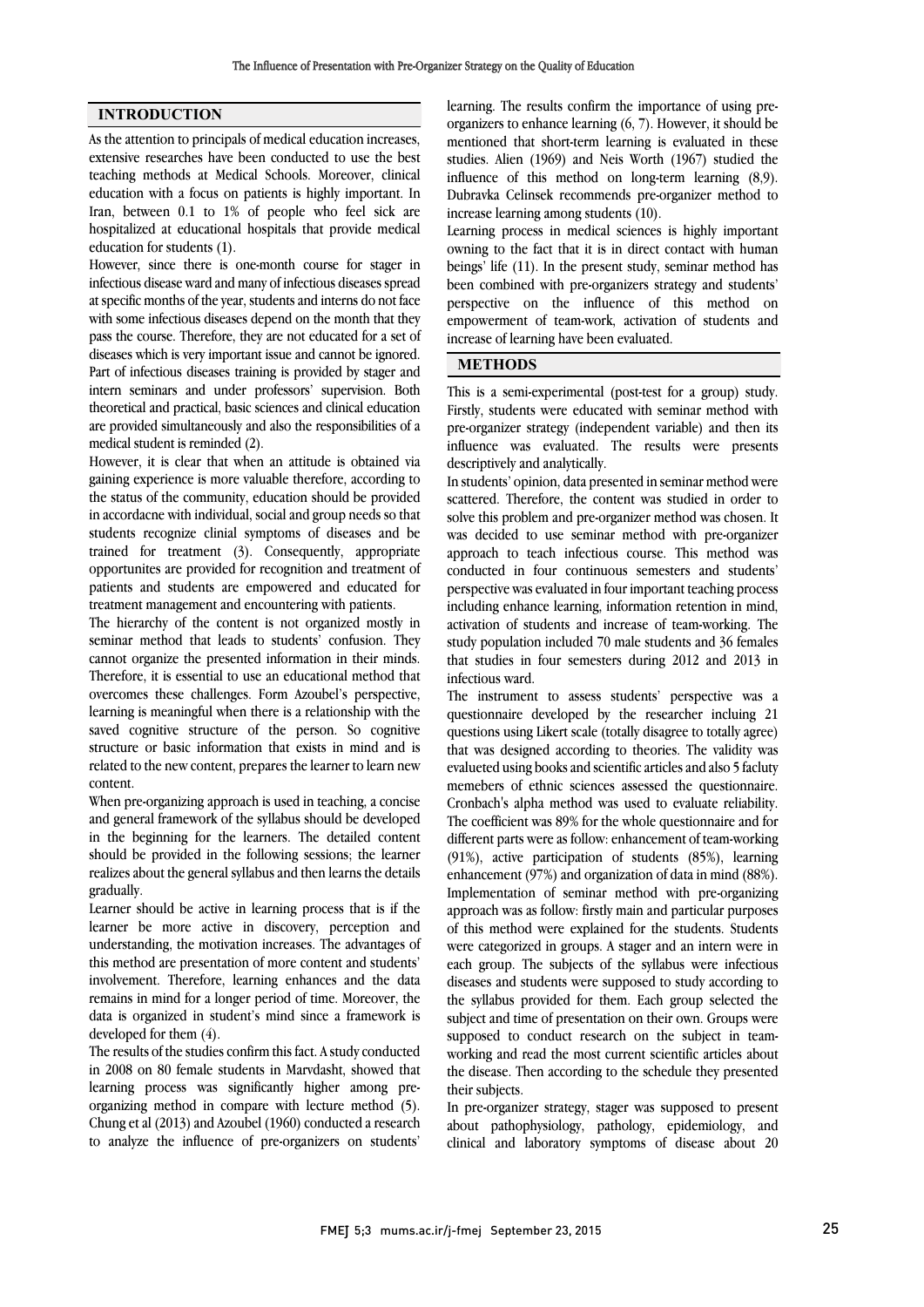## INTRODUCTION

As the attention to principals of medical education increases, extensive researches have been conducted to use the best teaching methods at Medical Schools. Moreover, clinical education with a focus on patients is highly important. In Iran, between 0.1 to 1% of people who feel sick are hospitalized at educational hospitals that provide medical education for students (1).

However, since there is one-month course for stager in infectious disease ward and many of infectious diseases spread at specific months of the year, students and interns do not face with some infectious diseases depend on the month that they pass the course. Therefore, they are not educated for a set of diseases which is very important issue and cannot be ignored. Part of infectious diseases training is provided by stager and intern seminars and under professors' supervision. Both theoretical and practical, basic sciences and clinical education are provided simultaneously and also the responsibilities of a medical student is reminded (2).

However, it is clear that when an attitude is obtained via gaining experience is more valuable therefore, according to the status of the community, education should be provided in accordacne with individual, social and group needs so that students recognize clinial symptoms of diseases and be trained for treatment (3). Consequently, appropriate opportunites are provided for recognition and treatment of patients and students are empowered and educated for treatment management and encountering with patients.

The hierarchy of the content is not organized mostly in seminar method that leads to students' confusion. They cannot organize the presented information in their minds. Therefore, it is essential to use an educational method that overcomes these challenges. Form Azoubel's perspective, learning is meaningful when there is a relationship with the saved cognitive structure of the person. So cognitive structure or basic information that exists in mind and is related to the new content, prepares the learner to learn new content.

When pre-organizing approach is used in teaching, a concise and general framework of the syllabus should be developed in the beginning for the learners. The detailed content should be provided in the following sessions; the learner realizes about the general syllabus and then learns the details gradually.

Learner should be active in learning process that is if the learner be more active in discovery, perception and understanding, the motivation increases. The advantages of this method are presentation of more content and students' involvement. Therefore, learning enhances and the data remains in mind for a longer period of time. Moreover, the data is organized in student's mind since a framework is developed for them (4).

The results of the studies confirm this fact. A study conducted in 2008 on 80 female students in Marvdasht, showed that learning process was significantly higher among pre-organizing method in compare with lecture method (5). Chung et al (2013) and Azoubel (1960) conducted a research to analyze the influence of pre-organizers on students' learning. The results confirm the importance of using pre-organizers to enhance learning (6, 7). However, it should be mentioned that short-term learning is evaluated in these studies. Alien (1969) and Neis Worth (1967) studied the influence of this method on long-term learning (8,9). Dubravka Celinsek recommends pre-organizer method to increase learning among students (10).

Learning process in medical sciences is highly important owning to the fact that it is in direct contact with human beings' life (11). In the present study, seminar method has been combined with pre-organizers strategy and students' perspective on the influence of this method on empowerment of team-work, activation of students and increase of learning have been evaluated.

## METHODS

This is a semi-experimental (post-test for a group) study. Firstly, students were educated with seminar method with pre-organizer strategy (independent variable) and then its influence was evaluated. The results were presents descriptively and analytically.

In students' opinion, data presented in seminar method were scattered. Therefore, the content was studied in order to solve this problem and pre-organizer method was chosen. It was decided to use seminar method with pre-organizer approach to teach infectious course. This method was conducted in four continuous semesters and students' perspective was evaluated in four important teaching process including enhance learning, information retention in mind, activation of students and increase of team-working. The study population included 70 male students and 36 females that studies in four semesters during 2012 and 2013 in infectious ward.

The instrument to assess students' perspective was a questionnaire developed by the researcher incluing 21 questions using Likert scale (totally disagree to totally agree) that was designed according to theories. The validity was evalueted using books and scientific articles and also 5 facluty memebers of ethnic sciences assessed the questionnaire. Cronbach's alpha method was used to evaluate reliability. The coefficient was 89% for the whole questionnaire and for different parts were as follow: enhancement of team-working (91%), active participation of students (85%), learning enhancement (97%) and organization of data in mind (88%). Implementation of seminar method with pre-organizing approach was as follow: firstly main and particular purposes of this method were explained for the students. Students were categorized in groups. A stager and an intern were in each group. The subjects of the syllabus were infectious diseases and students were supposed to study according to the syllabus provided for them. Each group selected the subject and time of presentation on their own. Groups were supposed to conduct research on the subject in team-working and read the most current scientific articles about the disease. Then according to the schedule they presented their subjects.

In pre-organizer strategy, stager was supposed to present about pathophysiology, pathology, epidemiology, and clinical and laboratory symptoms of disease about 20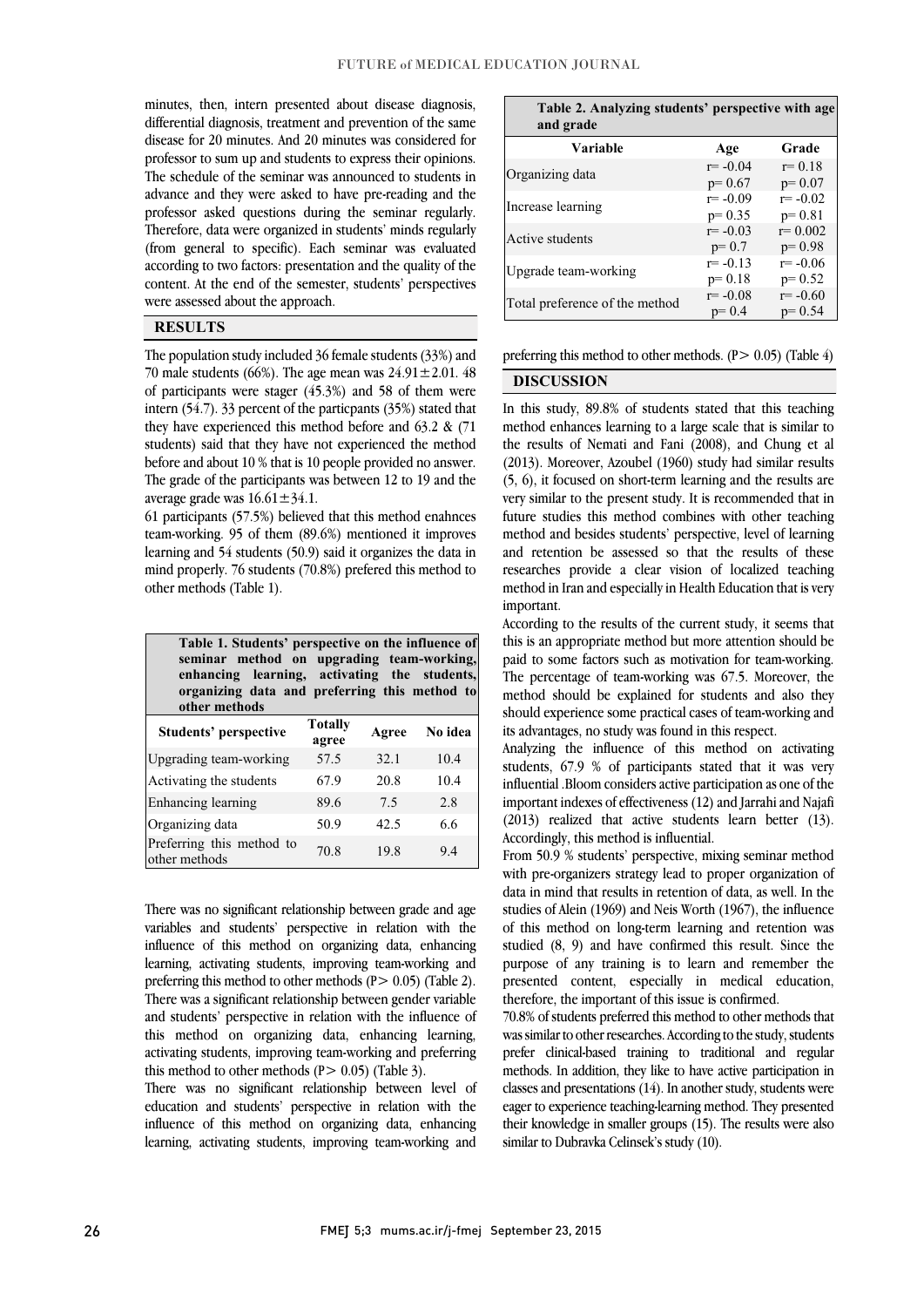minutes, then, intern presented about disease diagnosis, differential diagnosis, treatment and prevention of the same disease for 20 minutes. And 20 minutes was considered for professor to sum up and students to express their opinions. The schedule of the seminar was announced to students in advance and they were asked to have pre-reading and the professor asked questions during the seminar regularly. Therefore, data were organized in students' minds regularly (from general to specific). Each seminar was evaluated according to two factors: presentation and the quality of the content. At the end of the semester, students' perspectives were assessed about the approach.

## RESULTS

The population study included 36 female students (33%) and 70 male students (66%). The age mean was 24.91±2.01. 48 of participants were stager (45.3%) and 58 of them were intern (54.7). 33 percent of the particpants (35%) stated that they have experienced this method before and 63.2 & (71 students) said that they have not experienced the method before and about 10 % that is 10 people provided no answer. The grade of the participants was between 12 to 19 and the average grade was 16.61±34.1.

61 participants (57.5%) believed that this method enahnces team-working. 95 of them (89.6%) mentioned it improves learning and 54 students (50.9) said it organizes the data in mind properly. 76 students (70.8%) prefered this method to other methods (Table 1).

**Table 1. Students' perspective on the influence of seminar method on upgrading team-working, enhancing learning, activating the students, organizing data and preferring this method to other methods**

| Students' perspective | Totally agree | Agree | No idea |
|---|---|---|---|
| Upgrading team-working | 57.5 | 32.1 | 10.4 |
| Activating the students | 67.9 | 20.8 | 10.4 |
| Enhancing learning | 89.6 | 7.5 | 2.8 |
| Organizing data | 50.9 | 42.5 | 6.6 |
| Preferring this method to other methods | 70.8 | 19.8 | 9.4 |

There was no significant relationship between grade and age variables and students' perspective in relation with the influence of this method on organizing data, enhancing learning, activating students, improving team-working and preferring this method to other methods (P> 0.05) (Table 2).

There was a significant relationship between gender variable and students' perspective in relation with the influence of this method on organizing data, enhancing learning, activating students, improving team-working and preferring this method to other methods (P> 0.05) (Table 3).

There was no significant relationship between level of education and students' perspective in relation with the influence of this method on organizing data, enhancing learning, activating students, improving team-working and preferring this method to other methods. (P> 0.05) (Table 4)

**Table 2. Analyzing students' perspective with age and grade**

| Variable | Age | Grade |
|---|---|---|
| Organizing data | r= -0.04<br>p= 0.67 | r= 0.18<br>p= 0.07 |
| Increase learning | r= -0.09<br>p= 0.35 | r= -0.02<br>p= 0.81 |
| Active students | r= -0.03<br>p= 0.7 | r= 0.002<br>p= 0.98 |
| Upgrade team-working | r= -0.13<br>p= 0.18 | r= -0.06<br>p= 0.52 |
| Total preference of the method | r= -0.08<br>p= 0.4 | r= -0.60<br>p= 0.54 |

## DISCUSSION

In this study, 89.8% of students stated that this teaching method enhances learning to a large scale that is similar to the results of Nemati and Fani (2008), and Chung et al (2013). Moreover, Azoubel (1960) study had similar results (5, 6), it focused on short-term learning and the results are very similar to the present study. It is recommended that in future studies this method combines with other teaching method and besides students' perspective, level of learning and retention be assessed so that the results of these researches provide a clear vision of localized teaching method in Iran and especially in Health Education that is very important.

According to the results of the current study, it seems that this is an appropriate method but more attention should be paid to some factors such as motivation for team-working. The percentage of team-working was 67.5. Moreover, the method should be explained for students and also they should experience some practical cases of team-working and its advantages, no study was found in this respect.

Analyzing the influence of this method on activating students, 67.9 % of participants stated that it was very influential .Bloom considers active participation as one of the important indexes of effectiveness (12) and Jarrahi and Najafi (2013) realized that active students learn better (13). Accordingly, this method is influential.

From 50.9 % students' perspective, mixing seminar method with pre-organizers strategy lead to proper organization of data in mind that results in retention of data, as well. In the studies of Alein (1969) and Neis Worth (1967), the influence of this method on long-term learning and retention was studied (8, 9) and have confirmed this result. Since the purpose of any training is to learn and remember the presented content, especially in medical education, therefore, the important of this issue is confirmed.

70.8% of students preferred this method to other methods that was similar to other researches. According to the study, students prefer clinical-based training to traditional and regular methods. In addition, they like to have active participation in classes and presentations (14). In another study, students were eager to experience teaching-learning method. They presented their knowledge in smaller groups (15). The results were also similar to Dubravka Celinsek's study (10).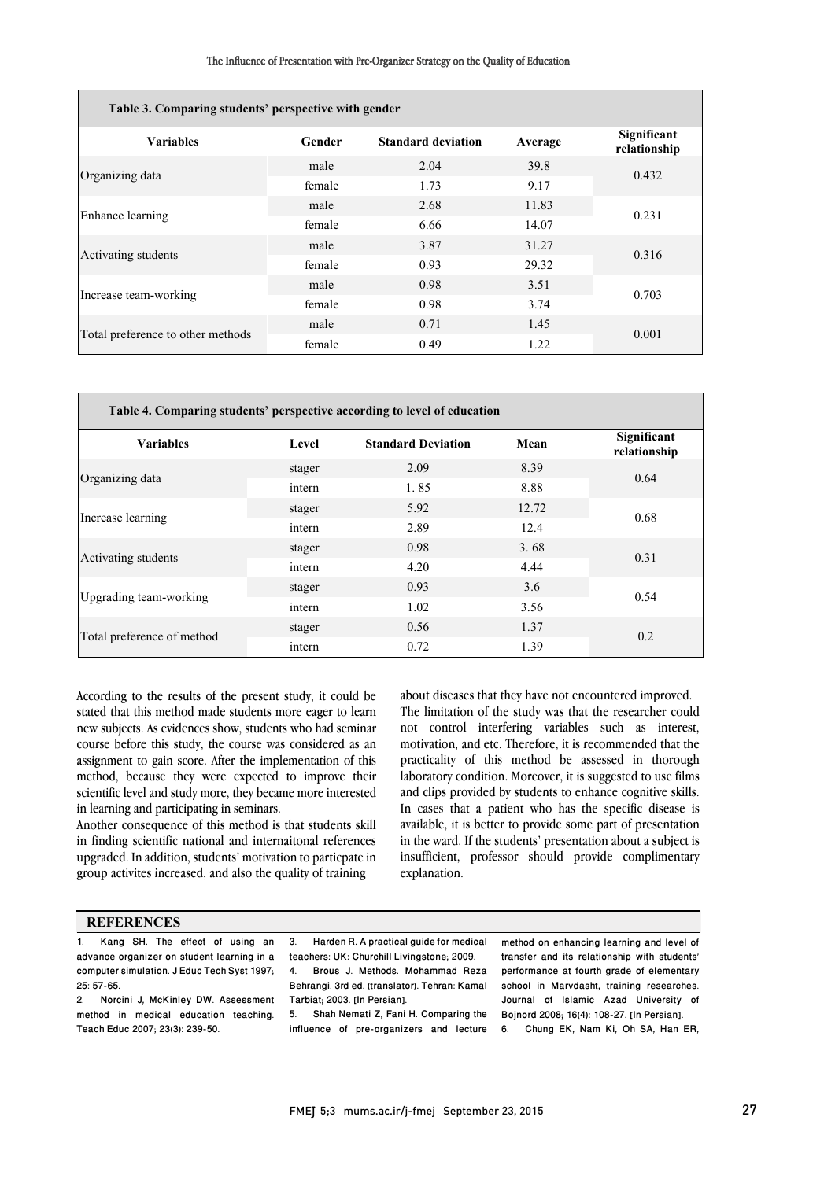| Table 3. Comparing students' perspective with gender | | | | |
|---|---|---|---|---|
| **Variables** | **Gender** | **Standard deviation** | **Average** | **Significant relationship** |
| Organizing data | male | 2.04 | 39.8 | 0.432 |
| | female | 1.73 | 9.17 | |
| Enhance learning | male | 2.68 | 11.83 | 0.231 |
| | female | 6.66 | 14.07 | |
| Activating students | male | 3.87 | 31.27 | 0.316 |
| | female | 0.93 | 29.32 | |
| Increase team-working | male | 0.98 | 3.51 | 0.703 |
| | female | 0.98 | 3.74 | |
| Total preference to other methods | male | 0.71 | 1.45 | 0.001 |
| | female | 0.49 | 1.22 | |

| Table 4. Comparing students' perspective according to level of education | | | | |
|---|---|---|---|---|
| **Variables** | **Level** | **Standard Deviation** | **Mean** | **Significant relationship** |
| Organizing data | stager | 2.09 | 8.39 | 0.64 |
| | intern | 1. 85 | 8.88 | |
| Increase learning | stager | 5.92 | 12.72 | 0.68 |
| | intern | 2.89 | 12.4 | |
| Activating students | stager | 0.98 | 3. 68 | 0.31 |
| | intern | 4.20 | 4.44 | |
| Upgrading team-working | stager | 0.93 | 3.6 | 0.54 |
| | intern | 1.02 | 3.56 | |
| Total preference of method | stager | 0.56 | 1.37 | 0.2 |
| | intern | 0.72 | 1.39 | |

According to the results of the present study, it could be stated that this method made students more eager to learn new subjects. As evidences show, students who had seminar course before this study, the course was considered as an assignment to gain score. After the implementation of this method, because they were expected to improve their scientific level and study more, they became more interested in learning and participating in seminars.

Another consequence of this method is that students skill in finding scientific national and internaitonal references upgraded. In addition, students' motivation to particpate in group activites increased, and also the quality of training about diseases that they have not encountered improved.

The limitation of the study was that the researcher could not control interfering variables such as interest, motivation, and etc. Therefore, it is recommended that the practicality of this method be assessed in thorough laboratory condition. Moreover, it is suggested to use films and clips provided by students to enhance cognitive skills. In cases that a patient who has the specific disease is available, it is better to provide some part of presentation in the ward. If the students' presentation about a subject is insufficient, professor should provide complimentary explanation.

## REFERENCES

1. Kang SH. The effect of using an advance organizer on student learning in a computer simulation. J Educ Tech Syst 1997; 25: 57-65.
2. Norcini J, McKinley DW. Assessment method in medical education teaching. Teach Educ 2007; 23(3): 239-50.
3. Harden R. A practical guide for medical teachers: UK: Churchill Livingstone; 2009.
4. Brous J. Methods. Mohammad Reza Behrangi. 3rd ed. (translator). Tehran: Kamal Tarbiat; 2003. [In Persian].
5. Shah Nemati Z, Fani H. Comparing the influence of pre-organizers and lecture method on enhancing learning and level of transfer and its relationship with students' performance at fourth grade of elementary school in Marvdasht, training researches. Journal of Islamic Azad University of Bojnord 2008; 16(4): 108-27. [In Persian].
6. Chung EK, Nam Ki, Oh SA, Han ER,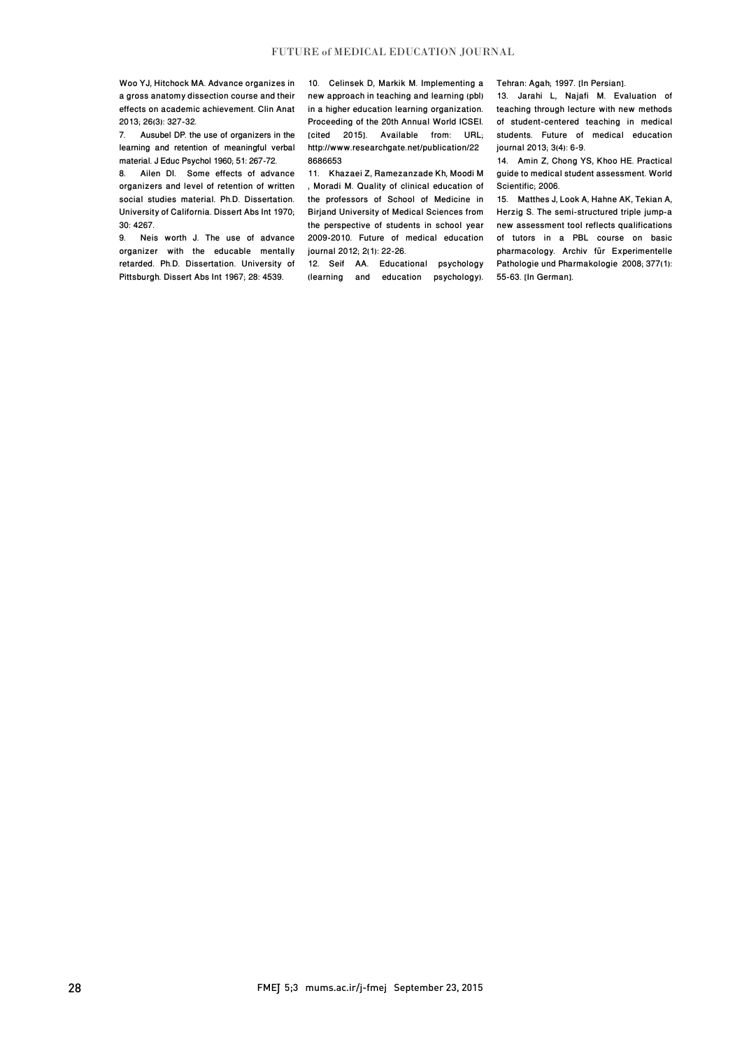Woo YJ, Hitchock MA. Advance organizes in a gross anatomy dissection course and their effects on academic achievement. Clin Anat 2013; 26(3): 327-32.

7. Ausubel DP. the use of organizers in the learning and retention of meaningful verbal material. J Educ Psychol 1960; 51: 267-72.

8. Ailen DI. Some effects of advance organizers and level of retention of written social studies material. Ph.D. Dissertation. University of California. Dissert Abs Int 1970; 30: 4267.

9. Neis worth J. The use of advance organizer with the educable mentally retarded. Ph.D. Dissertation. University of Pittsburgh. Dissert Abs Int 1967; 28: 4539.

10. Celinsek D, Markik M. Implementing a new approach in teaching and learning (pbl) in a higher education learning organization. Proceeding of the 20th Annual World ICSEI. [cited 2015]. Available from: URL; http://www.researchgate.net/publication/228686653

11. Khazaei Z, Ramezanzade Kh, Moodi M , Moradi M. Quality of clinical education of the professors of School of Medicine in Birjand University of Medical Sciences from the perspective of students in school year 2009-2010. Future of medical education journal 2012; 2(1): 22-26.

12. Seif AA. Educational psychology (learning and education psychology). Tehran: Agah; 1997. [In Persian].

13. Jarahi L, Najafi M. Evaluation of teaching through lecture with new methods of student-centered teaching in medical students. Future of medical education journal 2013; 3(4): 6-9.

14. Amin Z, Chong YS, Khoo HE. Practical guide to medical student assessment. World Scientific; 2006.

15. Matthes J, Look A, Hahne AK, Tekian A, Herzig S. The semi-structured triple jump-a new assessment tool reflects qualifications of tutors in a PBL course on basic pharmacology. Archiv für Experimentelle Pathologie und Pharmakologie 2008; 377(1): 55-63. [In German].